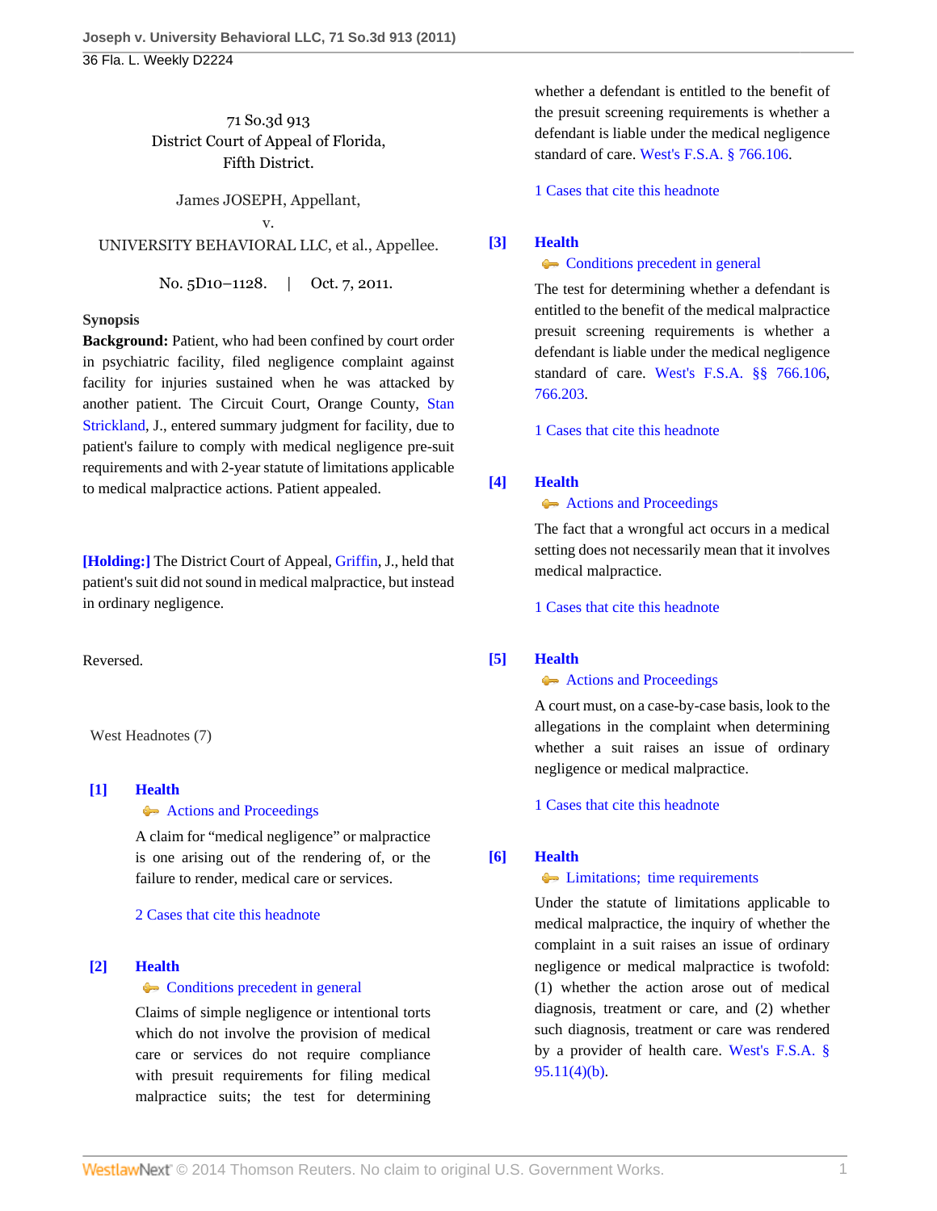71 So.3d 913
District Court of Appeal of Florida,
Fifth District.

James JOSEPH, Appellant,
v.
UNIVERSITY BEHAVIORAL LLC, et al., Appellee.

No. 5D10–1128. | Oct. 7, 2011.

**Synopsis**

**Background:** Patient, who had been confined by court order in psychiatric facility, filed negligence complaint against facility for injuries sustained when he was attacked by another patient. The Circuit Court, Orange County, Stan Strickland, J., entered summary judgment for facility, due to patient's failure to comply with medical negligence pre-suit requirements and with 2-year statute of limitations applicable to medical malpractice actions. Patient appealed.

**[Holding:]** The District Court of Appeal, Griffin, J., held that patient's suit did not sound in medical malpractice, but instead in ordinary negligence.

Reversed.

West Headnotes (7)

**[1] Health**
Actions and Proceedings

A claim for "medical negligence" or malpractice is one arising out of the rendering of, or the failure to render, medical care or services.

2 Cases that cite this headnote

**[2] Health**
Conditions precedent in general

Claims of simple negligence or intentional torts which do not involve the provision of medical care or services do not require compliance with presuit requirements for filing medical malpractice suits; the test for determining whether a defendant is entitled to the benefit of the presuit screening requirements is whether a defendant is liable under the medical negligence standard of care. West's F.S.A. § 766.106.

1 Cases that cite this headnote

**[3] Health**
Conditions precedent in general

The test for determining whether a defendant is entitled to the benefit of the medical malpractice presuit screening requirements is whether a defendant is liable under the medical negligence standard of care. West's F.S.A. §§ 766.106, 766.203.

1 Cases that cite this headnote

**[4] Health**
Actions and Proceedings

The fact that a wrongful act occurs in a medical setting does not necessarily mean that it involves medical malpractice.

1 Cases that cite this headnote

**[5] Health**
Actions and Proceedings

A court must, on a case-by-case basis, look to the allegations in the complaint when determining whether a suit raises an issue of ordinary negligence or medical malpractice.

1 Cases that cite this headnote

**[6] Health**
Limitations; time requirements

Under the statute of limitations applicable to medical malpractice, the inquiry of whether the complaint in a suit raises an issue of ordinary negligence or medical malpractice is twofold: (1) whether the action arose out of medical diagnosis, treatment or care, and (2) whether such diagnosis, treatment or care was rendered by a provider of health care. West's F.S.A. § 95.11(4)(b).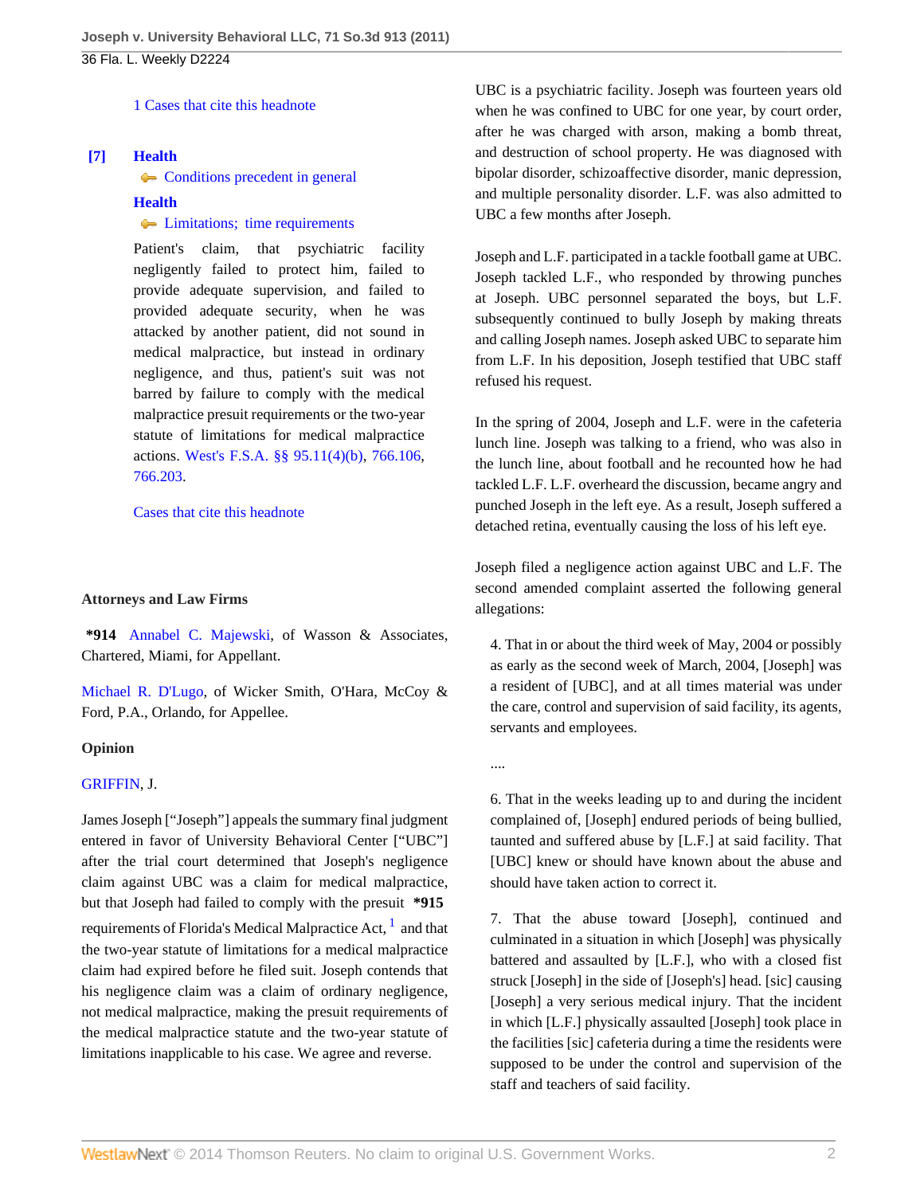1 Cases that cite this headnote

**[7]** **Health**
Conditions precedent in general
**Health**
Limitations; time requirements

Patient's claim, that psychiatric facility negligently failed to protect him, failed to provide adequate supervision, and failed to provided adequate security, when he was attacked by another patient, did not sound in medical malpractice, but instead in ordinary negligence, and thus, patient's suit was not barred by failure to comply with the medical malpractice presuit requirements or the two-year statute of limitations for medical malpractice actions. West's F.S.A. §§ 95.11(4)(b), 766.106, 766.203.

Cases that cite this headnote

### Attorneys and Law Firms

**\*914** Annabel C. Majewski, of Wasson & Associates, Chartered, Miami, for Appellant.

Michael R. D'Lugo, of Wicker Smith, O'Hara, McCoy & Ford, P.A., Orlando, for Appellee.

### Opinion

GRIFFIN, J.

James Joseph ["Joseph"] appeals the summary final judgment entered in favor of University Behavioral Center ["UBC"] after the trial court determined that Joseph's negligence claim against UBC was a claim for medical malpractice, but that Joseph had failed to comply with the presuit **\*915** requirements of Florida's Medical Malpractice Act,[1] and that the two-year statute of limitations for a medical malpractice claim had expired before he filed suit. Joseph contends that his negligence claim was a claim of ordinary negligence, not medical malpractice, making the presuit requirements of the medical malpractice statute and the two-year statute of limitations inapplicable to his case. We agree and reverse.

UBC is a psychiatric facility. Joseph was fourteen years old when he was confined to UBC for one year, by court order, after he was charged with arson, making a bomb threat, and destruction of school property. He was diagnosed with bipolar disorder, schizoaffective disorder, manic depression, and multiple personality disorder. L.F. was also admitted to UBC a few months after Joseph.

Joseph and L.F. participated in a tackle football game at UBC. Joseph tackled L.F., who responded by throwing punches at Joseph. UBC personnel separated the boys, but L.F. subsequently continued to bully Joseph by making threats and calling Joseph names. Joseph asked UBC to separate him from L.F. In his deposition, Joseph testified that UBC staff refused his request.

In the spring of 2004, Joseph and L.F. were in the cafeteria lunch line. Joseph was talking to a friend, who was also in the lunch line, about football and he recounted how he had tackled L.F. L.F. overheard the discussion, became angry and punched Joseph in the left eye. As a result, Joseph suffered a detached retina, eventually causing the loss of his left eye.

Joseph filed a negligence action against UBC and L.F. The second amended complaint asserted the following general allegations:

> 4. That in or about the third week of May, 2004 or possibly as early as the second week of March, 2004, [Joseph] was a resident of [UBC], and at all times material was under the care, control and supervision of said facility, its agents, servants and employees.
>
> ....
>
> 6. That in the weeks leading up to and during the incident complained of, [Joseph] endured periods of being bullied, taunted and suffered abuse by [L.F.] at said facility. That [UBC] knew or should have known about the abuse and should have taken action to correct it.
>
> 7. That the abuse toward [Joseph], continued and culminated in a situation in which [Joseph] was physically battered and assaulted by [L.F.], who with a closed fist struck [Joseph] in the side of [Joseph's] head. [sic] causing [Joseph] a very serious medical injury. That the incident in which [L.F.] physically assaulted [Joseph] took place in the facilities [sic] cafeteria during a time the residents were supposed to be under the control and supervision of the staff and teachers of said facility.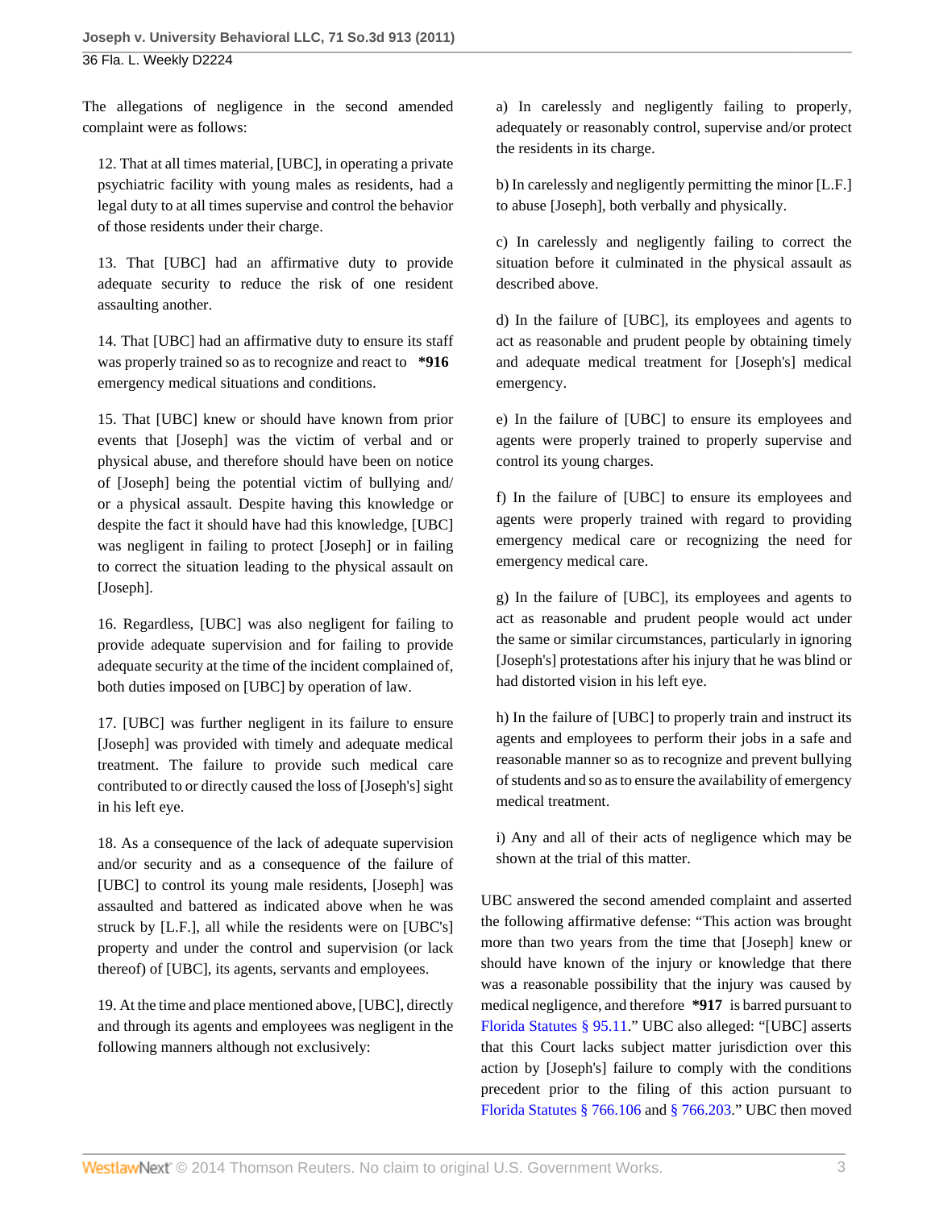The allegations of negligence in the second amended complaint were as follows:

> 12. That at all times material, [UBC], in operating a private psychiatric facility with young males as residents, had a legal duty to at all times supervise and control the behavior of those residents under their charge.
>
> 13. That [UBC] had an affirmative duty to provide adequate security to reduce the risk of one resident assaulting another.
>
> 14. That [UBC] had an affirmative duty to ensure its staff was properly trained so as to recognize and react to **\*916** emergency medical situations and conditions.
>
> 15. That [UBC] knew or should have known from prior events that [Joseph] was the victim of verbal and or physical abuse, and therefore should have been on notice of [Joseph] being the potential victim of bullying and/or a physical assault. Despite having this knowledge or despite the fact it should have had this knowledge, [UBC] was negligent in failing to protect [Joseph] or in failing to correct the situation leading to the physical assault on [Joseph].
>
> 16. Regardless, [UBC] was also negligent for failing to provide adequate supervision and for failing to provide adequate security at the time of the incident complained of, both duties imposed on [UBC] by operation of law.
>
> 17. [UBC] was further negligent in its failure to ensure [Joseph] was provided with timely and adequate medical treatment. The failure to provide such medical care contributed to or directly caused the loss of [Joseph's] sight in his left eye.
>
> 18. As a consequence of the lack of adequate supervision and/or security and as a consequence of the failure of [UBC] to control its young male residents, [Joseph] was assaulted and battered as indicated above when he was struck by [L.F.], all while the residents were on [UBC's] property and under the control and supervision (or lack thereof) of [UBC], its agents, servants and employees.
>
> 19. At the time and place mentioned above, [UBC], directly and through its agents and employees was negligent in the following manners although not exclusively:
>
> a) In carelessly and negligently failing to properly, adequately or reasonably control, supervise and/or protect the residents in its charge.
>
> b) In carelessly and negligently permitting the minor [L.F.] to abuse [Joseph], both verbally and physically.
>
> c) In carelessly and negligently failing to correct the situation before it culminated in the physical assault as described above.
>
> d) In the failure of [UBC], its employees and agents to act as reasonable and prudent people by obtaining timely and adequate medical treatment for [Joseph's] medical emergency.
>
> e) In the failure of [UBC] to ensure its employees and agents were properly trained to properly supervise and control its young charges.
>
> f) In the failure of [UBC] to ensure its employees and agents were properly trained with regard to providing emergency medical care or recognizing the need for emergency medical care.
>
> g) In the failure of [UBC], its employees and agents to act as reasonable and prudent people would act under the same or similar circumstances, particularly in ignoring [Joseph's] protestations after his injury that he was blind or had distorted vision in his left eye.
>
> h) In the failure of [UBC] to properly train and instruct its agents and employees to perform their jobs in a safe and reasonable manner so as to recognize and prevent bullying of students and so as to ensure the availability of emergency medical treatment.
>
> i) Any and all of their acts of negligence which may be shown at the trial of this matter.

UBC answered the second amended complaint and asserted the following affirmative defense: "This action was brought more than two years from the time that [Joseph] knew or should have known of the injury or knowledge that there was a reasonable possibility that the injury was caused by medical negligence, and therefore **\*917** is barred pursuant to Florida Statutes § 95.11." UBC also alleged: "[UBC] asserts that this Court lacks subject matter jurisdiction over this action by [Joseph's] failure to comply with the conditions precedent prior to the filing of this action pursuant to Florida Statutes § 766.106 and § 766.203." UBC then moved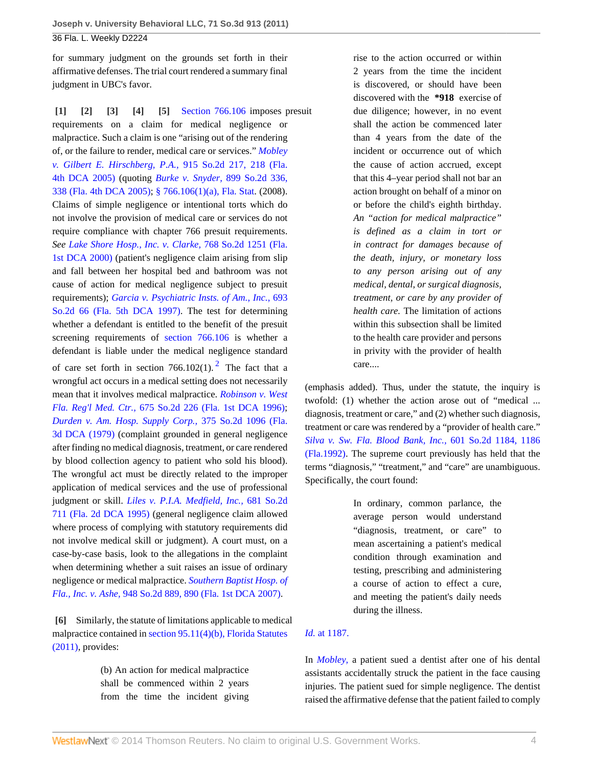for summary judgment on the grounds set forth in their affirmative defenses. The trial court rendered a summary final judgment in UBC's favor.

**[1] [2] [3] [4] [5]** Section 766.106 imposes presuit requirements on a claim for medical negligence or malpractice. Such a claim is one "arising out of the rendering of, or the failure to render, medical care or services." *Mobley v. Gilbert E. Hirschberg, P.A.,* 915 So.2d 217, 218 (Fla. 4th DCA 2005) (quoting *Burke v. Snyder,* 899 So.2d 336, 338 (Fla. 4th DCA 2005); § 766.106(1)(a), Fla. Stat. (2008). Claims of simple negligence or intentional torts which do not involve the provision of medical care or services do not require compliance with chapter 766 presuit requirements. *See Lake Shore Hosp., Inc. v. Clarke,* 768 So.2d 1251 (Fla. 1st DCA 2000) (patient's negligence claim arising from slip and fall between her hospital bed and bathroom was not cause of action for medical negligence subject to presuit requirements); *Garcia v. Psychiatric Insts. of Am., Inc.,* 693 So.2d 66 (Fla. 5th DCA 1997). The test for determining whether a defendant is entitled to the benefit of the presuit screening requirements of section 766.106 is whether a defendant is liable under the medical negligence standard of care set forth in section 766.102(1).[2] The fact that a wrongful act occurs in a medical setting does not necessarily mean that it involves medical malpractice. *Robinson v. West Fla. Reg'l Med. Ctr.,* 675 So.2d 226 (Fla. 1st DCA 1996); *Durden v. Am. Hosp. Supply Corp.,* 375 So.2d 1096 (Fla. 3d DCA (1979) (complaint grounded in general negligence after finding no medical diagnosis, treatment, or care rendered by blood collection agency to patient who sold his blood). The wrongful act must be directly related to the improper application of medical services and the use of professional judgment or skill. *Liles v. P.I.A. Medfield, Inc.,* 681 So.2d 711 (Fla. 2d DCA 1995) (general negligence claim allowed where process of complying with statutory requirements did not involve medical skill or judgment). A court must, on a case-by-case basis, look to the allegations in the complaint when determining whether a suit raises an issue of ordinary negligence or medical malpractice. *Southern Baptist Hosp. of Fla., Inc. v. Ashe,* 948 So.2d 889, 890 (Fla. 1st DCA 2007).

**[6]** Similarly, the statute of limitations applicable to medical malpractice contained in section 95.11(4)(b), Florida Statutes (2011), provides:

> (b) An action for medical malpractice shall be commenced within 2 years from the time the incident giving rise to the action occurred or within 2 years from the time the incident is discovered, or should have been discovered with the **\*918** exercise of due diligence; however, in no event shall the action be commenced later than 4 years from the date of the incident or occurrence out of which the cause of action accrued, except that this 4–year period shall not bar an action brought on behalf of a minor on or before the child's eighth birthday. *An "action for medical malpractice" is defined as a claim in tort or in contract for damages because of the death, injury, or monetary loss to any person arising out of any medical, dental, or surgical diagnosis, treatment, or care by any provider of health care.* The limitation of actions within this subsection shall be limited to the health care provider and persons in privity with the provider of health care....

(emphasis added). Thus, under the statute, the inquiry is twofold: (1) whether the action arose out of "medical ... diagnosis, treatment or care," and (2) whether such diagnosis, treatment or care was rendered by a "provider of health care." *Silva v. Sw. Fla. Blood Bank, Inc.,* 601 So.2d 1184, 1186 (Fla.1992). The supreme court previously has held that the terms "diagnosis," "treatment," and "care" are unambiguous. Specifically, the court found:

> In ordinary, common parlance, the average person would understand "diagnosis, treatment, or care" to mean ascertaining a patient's medical condition through examination and testing, prescribing and administering a course of action to effect a cure, and meeting the patient's daily needs during the illness.

*Id.* at 1187.

In *Mobley,* a patient sued a dentist after one of his dental assistants accidentally struck the patient in the face causing injuries. The patient sued for simple negligence. The dentist raised the affirmative defense that the patient failed to comply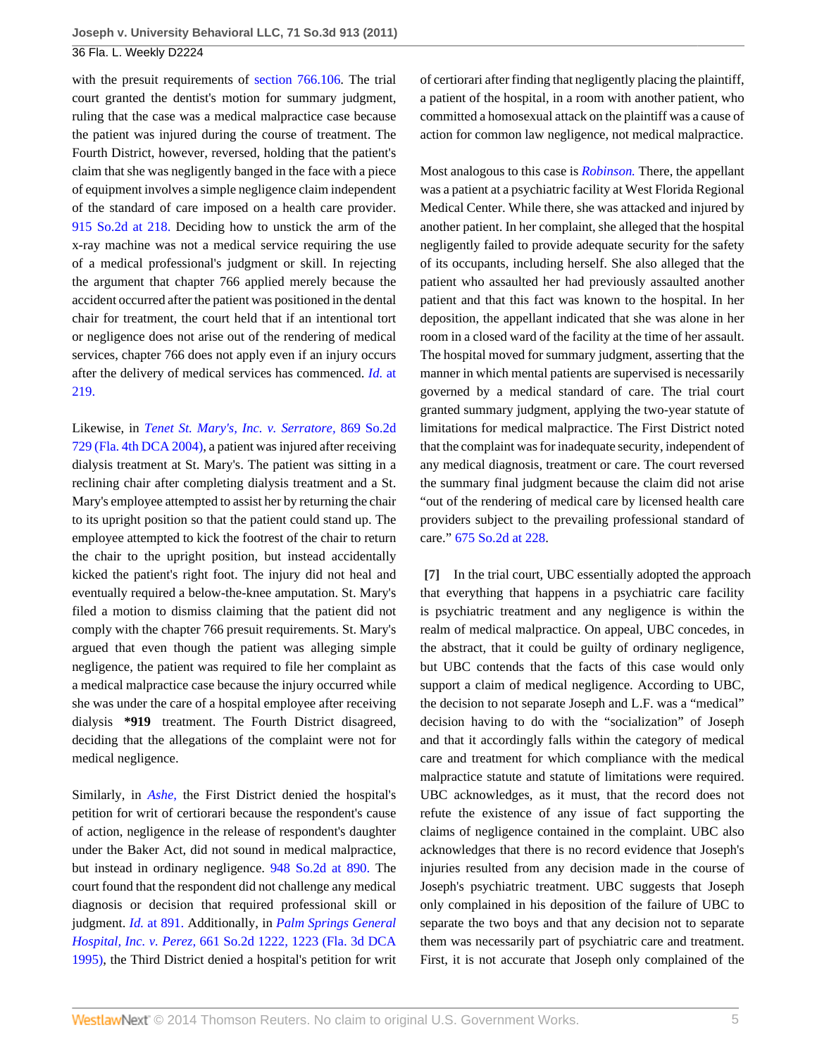with the presuit requirements of section 766.106. The trial court granted the dentist's motion for summary judgment, ruling that the case was a medical malpractice case because the patient was injured during the course of treatment. The Fourth District, however, reversed, holding that the patient's claim that she was negligently banged in the face with a piece of equipment involves a simple negligence claim independent of the standard of care imposed on a health care provider. 915 So.2d at 218. Deciding how to unstick the arm of the x-ray machine was not a medical service requiring the use of a medical professional's judgment or skill. In rejecting the argument that chapter 766 applied merely because the accident occurred after the patient was positioned in the dental chair for treatment, the court held that if an intentional tort or negligence does not arise out of the rendering of medical services, chapter 766 does not apply even if an injury occurs after the delivery of medical services has commenced. *Id.* at 219.

Likewise, in *Tenet St. Mary's, Inc. v. Serratore,* 869 So.2d 729 (Fla. 4th DCA 2004), a patient was injured after receiving dialysis treatment at St. Mary's. The patient was sitting in a reclining chair after completing dialysis treatment and a St. Mary's employee attempted to assist her by returning the chair to its upright position so that the patient could stand up. The employee attempted to kick the footrest of the chair to return the chair to the upright position, but instead accidentally kicked the patient's right foot. The injury did not heal and eventually required a below-the-knee amputation. St. Mary's filed a motion to dismiss claiming that the patient did not comply with the chapter 766 presuit requirements. St. Mary's argued that even though the patient was alleging simple negligence, the patient was required to file her complaint as a medical malpractice case because the injury occurred while she was under the care of a hospital employee after receiving dialysis **\*919** treatment. The Fourth District disagreed, deciding that the allegations of the complaint were not for medical negligence.

Similarly, in *Ashe,* the First District denied the hospital's petition for writ of certiorari because the respondent's cause of action, negligence in the release of respondent's daughter under the Baker Act, did not sound in medical malpractice, but instead in ordinary negligence. 948 So.2d at 890. The court found that the respondent did not challenge any medical diagnosis or decision that required professional skill or judgment. *Id.* at 891. Additionally, in *Palm Springs General Hospital, Inc. v. Perez,* 661 So.2d 1222, 1223 (Fla. 3d DCA 1995), the Third District denied a hospital's petition for writ of certiorari after finding that negligently placing the plaintiff, a patient of the hospital, in a room with another patient, who committed a homosexual attack on the plaintiff was a cause of action for common law negligence, not medical malpractice.

Most analogous to this case is *Robinson.* There, the appellant was a patient at a psychiatric facility at West Florida Regional Medical Center. While there, she was attacked and injured by another patient. In her complaint, she alleged that the hospital negligently failed to provide adequate security for the safety of its occupants, including herself. She also alleged that the patient who assaulted her had previously assaulted another patient and that this fact was known to the hospital. In her deposition, the appellant indicated that she was alone in her room in a closed ward of the facility at the time of her assault. The hospital moved for summary judgment, asserting that the manner in which mental patients are supervised is necessarily governed by a medical standard of care. The trial court granted summary judgment, applying the two-year statute of limitations for medical malpractice. The First District noted that the complaint was for inadequate security, independent of any medical diagnosis, treatment or care. The court reversed the summary final judgment because the claim did not arise "out of the rendering of medical care by licensed health care providers subject to the prevailing professional standard of care." 675 So.2d at 228.

**[7]** In the trial court, UBC essentially adopted the approach that everything that happens in a psychiatric care facility is psychiatric treatment and any negligence is within the realm of medical malpractice. On appeal, UBC concedes, in the abstract, that it could be guilty of ordinary negligence, but UBC contends that the facts of this case would only support a claim of medical negligence. According to UBC, the decision to not separate Joseph and L.F. was a "medical" decision having to do with the "socialization" of Joseph and that it accordingly falls within the category of medical care and treatment for which compliance with the medical malpractice statute and statute of limitations were required. UBC acknowledges, as it must, that the record does not refute the existence of any issue of fact supporting the claims of negligence contained in the complaint. UBC also acknowledges that there is no record evidence that Joseph's injuries resulted from any decision made in the course of Joseph's psychiatric treatment. UBC suggests that Joseph only complained in his deposition of the failure of UBC to separate the two boys and that any decision not to separate them was necessarily part of psychiatric care and treatment. First, it is not accurate that Joseph only complained of the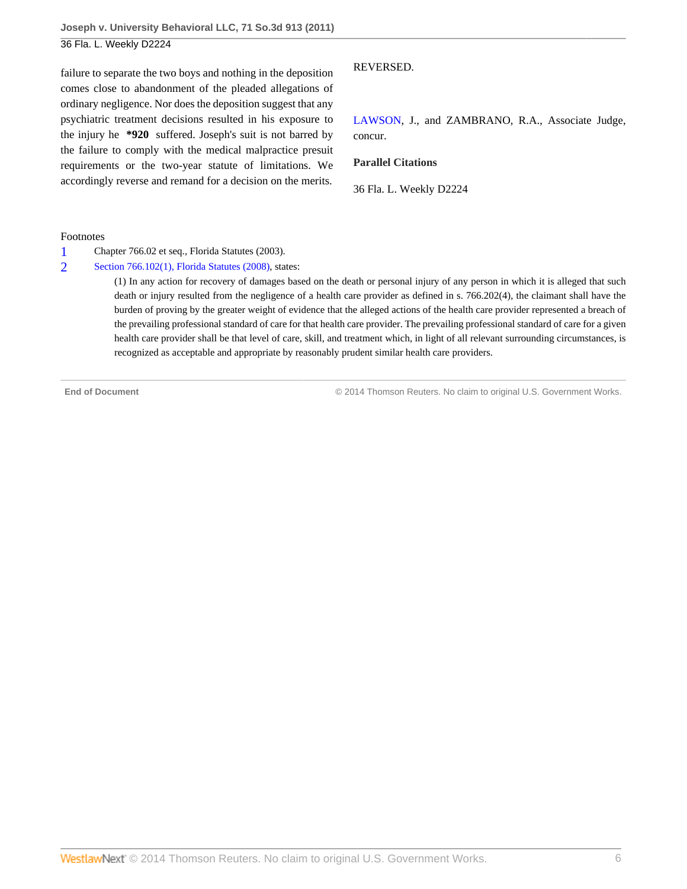failure to separate the two boys and nothing in the deposition comes close to abandonment of the pleaded allegations of ordinary negligence. Nor does the deposition suggest that any psychiatric treatment decisions resulted in his exposure to the injury he **\*920** suffered. Joseph's suit is not barred by the failure to comply with the medical malpractice presuit requirements or the two-year statute of limitations. We accordingly reverse and remand for a decision on the merits.

REVERSED.

LAWSON, J., and ZAMBRANO, R.A., Associate Judge, concur.

**Parallel Citations**

36 Fla. L. Weekly D2224

Footnotes

1 Chapter 766.02 et seq., Florida Statutes (2003).

2 Section 766.102(1), Florida Statutes (2008), states:

> (1) In any action for recovery of damages based on the death or personal injury of any person in which it is alleged that such death or injury resulted from the negligence of a health care provider as defined in s. 766.202(4), the claimant shall have the burden of proving by the greater weight of evidence that the alleged actions of the health care provider represented a breach of the prevailing professional standard of care for that health care provider. The prevailing professional standard of care for a given health care provider shall be that level of care, skill, and treatment which, in light of all relevant surrounding circumstances, is recognized as acceptable and appropriate by reasonably prudent similar health care providers.

**End of Document** © 2014 Thomson Reuters. No claim to original U.S. Government Works.